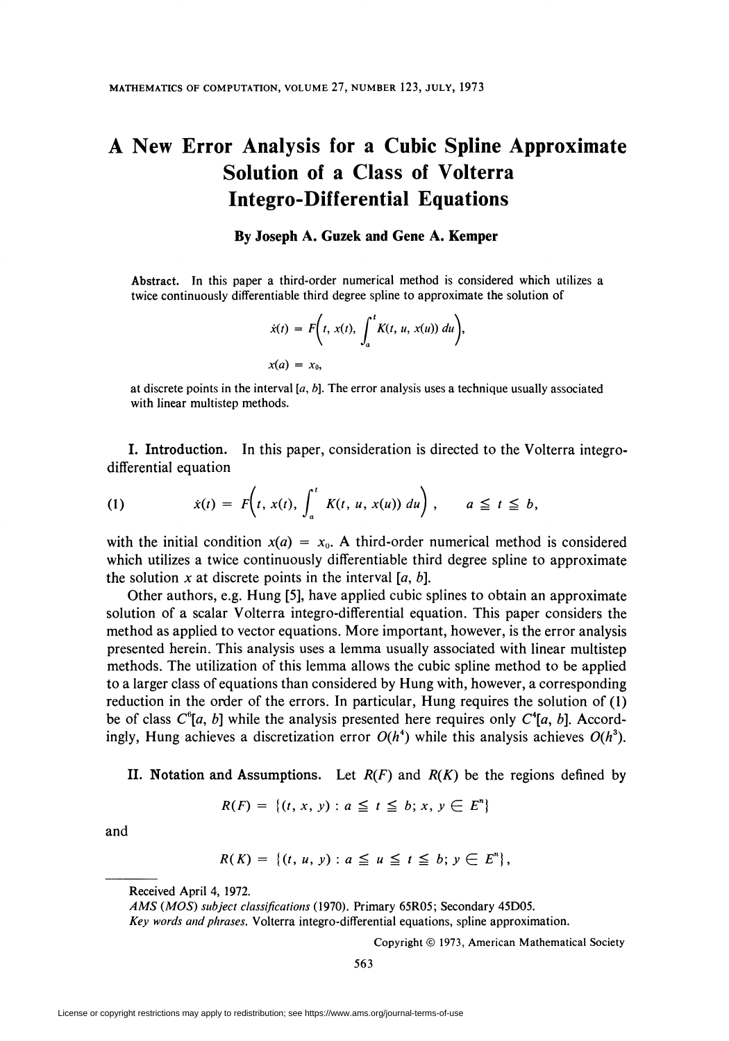# A New Error Analysis for a Cubic Spline Approximate Solution of a Class of Volterra Integro-Differential Equations

**By Joseph A. Guzek and Gene A. Kemper**

**Abstract.** In this paper a third-order numerical method is considered which utilizes a twice continuously differentiable third degree spline to approximate the solution of

$$\dot{x}(t) = F\left(t, x(t), \int_a^t K(t, u, x(u))\, du\right),$$

$$x(a) = x_0,$$

at discrete points in the interval $[a, b]$. The error analysis uses a technique usually associated with linear multistep methods.

**I. Introduction.** In this paper, consideration is directed to the Volterra integro-differential equation

$$\text{(1)} \qquad \dot{x}(t) = F\left(t, x(t), \int_a^t K(t, u, x(u))\, du\right), \qquad a \leqq t \leqq b,$$

with the initial condition $x(a) = x_0$. A third-order numerical method is considered which utilizes a twice continuously differentiable third degree spline to approximate the solution $x$ at discrete points in the interval $[a, b]$.

Other authors, e.g. Hung [5], have applied cubic splines to obtain an approximate solution of a scalar Volterra integro-differential equation. This paper considers the method as applied to vector equations. More important, however, is the error analysis presented herein. This analysis uses a lemma usually associated with linear multistep methods. The utilization of this lemma allows the cubic spline method to be applied to a larger class of equations than considered by Hung with, however, a corresponding reduction in the order of the errors. In particular, Hung requires the solution of (1) be of class $C^6[a, b]$ while the analysis presented here requires only $C^4[a, b]$. Accordingly, Hung achieves a discretization error $O(h^4)$ while this analysis achieves $O(h^3)$.

**II. Notation and Assumptions.** Let $R(F)$ and $R(K)$ be the regions defined by

$$R(F) = \{(t, x, y) : a \leqq t \leqq b;\ x, y \in E^n\}$$

and

$$R(K) = \{(t, u, y) : a \leqq u \leqq t \leqq b;\ y \in E^n\},$$

---

Received April 4, 1972.

*AMS (MOS) subject classifications* (1970). Primary 65R05; Secondary 45D05.

*Key words and phrases.* Volterra integro-differential equations, spline approximation.

Copyright © 1973, American Mathematical Society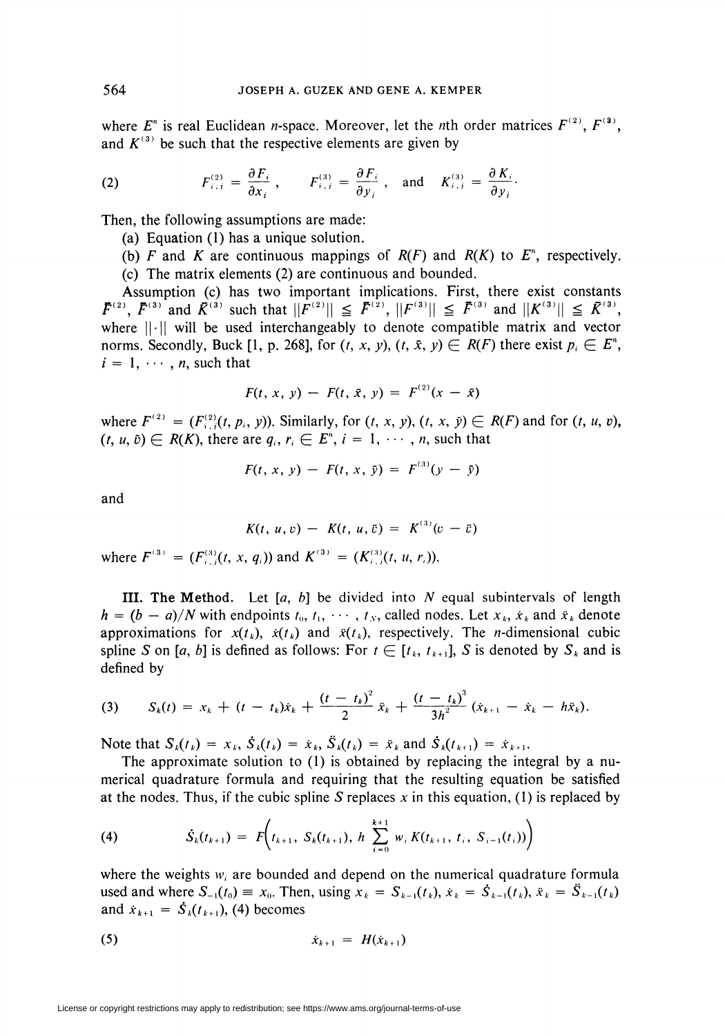where $E^n$ is real Euclidean $n$-space. Moreover, let the $n$th order matrices $F^{(2)}$, $F^{(3)}$, and $K^{(3)}$ be such that the respective elements are given by

$$F_{i,j}^{(2)} = \frac{\partial F_i}{\partial x_j}, \qquad F_{i,j}^{(3)} = \frac{\partial F_i}{\partial y_j}, \quad \text{and} \quad K_{i,j}^{(3)} = \frac{\partial K_i}{\partial y_j}. \tag{2}$$

Then, the following assumptions are made:

(a) Equation (1) has a unique solution.

(b) $F$ and $K$ are continuous mappings of $R(F)$ and $R(K)$ to $E^n$, respectively.

(c) The matrix elements (2) are continuous and bounded.

Assumption (c) has two important implications. First, there exist constants $\bar{F}^{(2)}$, $\bar{F}^{(3)}$ and $\bar{K}^{(3)}$ such that $\|F^{(2)}\| \leqq \bar{F}^{(2)}$, $\|F^{(3)}\| \leqq \bar{F}^{(3)}$ and $\|K^{(3)}\| \leqq \bar{K}^{(3)}$, where $\|\cdot\|$ will be used interchangeably to denote compatible matrix and vector norms. Secondly, Buck [1, p. 268], for $(t, x, y), (t, \bar{x}, y) \in R(F)$ there exist $p_i \in E^n$, $i = 1, \cdots, n$, such that

$$F(t, x, y) - F(t, \bar{x}, y) = F^{(2)}(x - \bar{x})$$

where $F^{(2)} = (F_{i,j}^{(2)}(t, p_i, y))$. Similarly, for $(t, x, y), (t, x, \bar{y}) \in R(F)$ and for $(t, u, v)$, $(t, u, \bar{v}) \in R(K)$, there are $q_i, r_i \in E^n$, $i = 1, \cdots, n$, such that

$$F(t, x, y) - F(t, x, \bar{y}) = F^{(3)}(y - \bar{y})$$

and

$$K(t, u, v) - K(t, u, \bar{v}) = K^{(3)}(v - \bar{v})$$

where $F^{(3)} = (F_{i,j}^{(3)}(t, x, q_i))$ and $K^{(3)} = (K_{i,j}^{(3)}(t, u, r_i))$.

**III. The Method.** Let $[a, b]$ be divided into $N$ equal subintervals of length $h = (b - a)/N$ with endpoints $t_0, t_1, \cdots, t_N$, called nodes. Let $x_k$, $\dot{x}_k$ and $\ddot{x}_k$ denote approximations for $x(t_k)$, $\dot{x}(t_k)$ and $\ddot{x}(t_k)$, respectively. The $n$-dimensional cubic spline $S$ on $[a, b]$ is defined as follows: For $t \in [t_k, t_{k+1}]$, $S$ is denoted by $S_k$ and is defined by

$$S_k(t) = x_k + (t - t_k)\dot{x}_k + \frac{(t - t_k)^2}{2}\ddot{x}_k + \frac{(t - t_k)^3}{3h^2}(\dot{x}_{k+1} - \dot{x}_k - h\ddot{x}_k). \tag{3}$$

Note that $S_k(t_k) = x_k$, $\dot{S}_k(t_k) = \dot{x}_k$, $\ddot{S}_k(t_k) = \ddot{x}_k$ and $\dot{S}_k(t_{k+1}) = \dot{x}_{k+1}$.

The approximate solution to (1) is obtained by replacing the integral by a numerical quadrature formula and requiring that the resulting equation be satisfied at the nodes. Thus, if the cubic spline $S$ replaces $x$ in this equation, (1) is replaced by

$$\dot{S}_k(t_{k+1}) = F\left(t_{k+1}, S_k(t_{k+1}), h\sum_{i=0}^{k+1} w_i K(t_{k+1}, t_i, S_{i-1}(t_i))\right) \tag{4}$$

where the weights $w_i$ are bounded and depend on the numerical quadrature formula used and where $S_{-1}(t_0) \equiv x_0$. Then, using $x_k = S_{k-1}(t_k)$, $\dot{x}_k = \dot{S}_{k-1}(t_k)$, $\ddot{x}_k = \ddot{S}_{k-1}(t_k)$ and $\dot{x}_{k+1} = \dot{S}_k(t_{k+1})$, (4) becomes

$$\dot{x}_{k+1} = H(\dot{x}_{k+1}) \tag{5}$$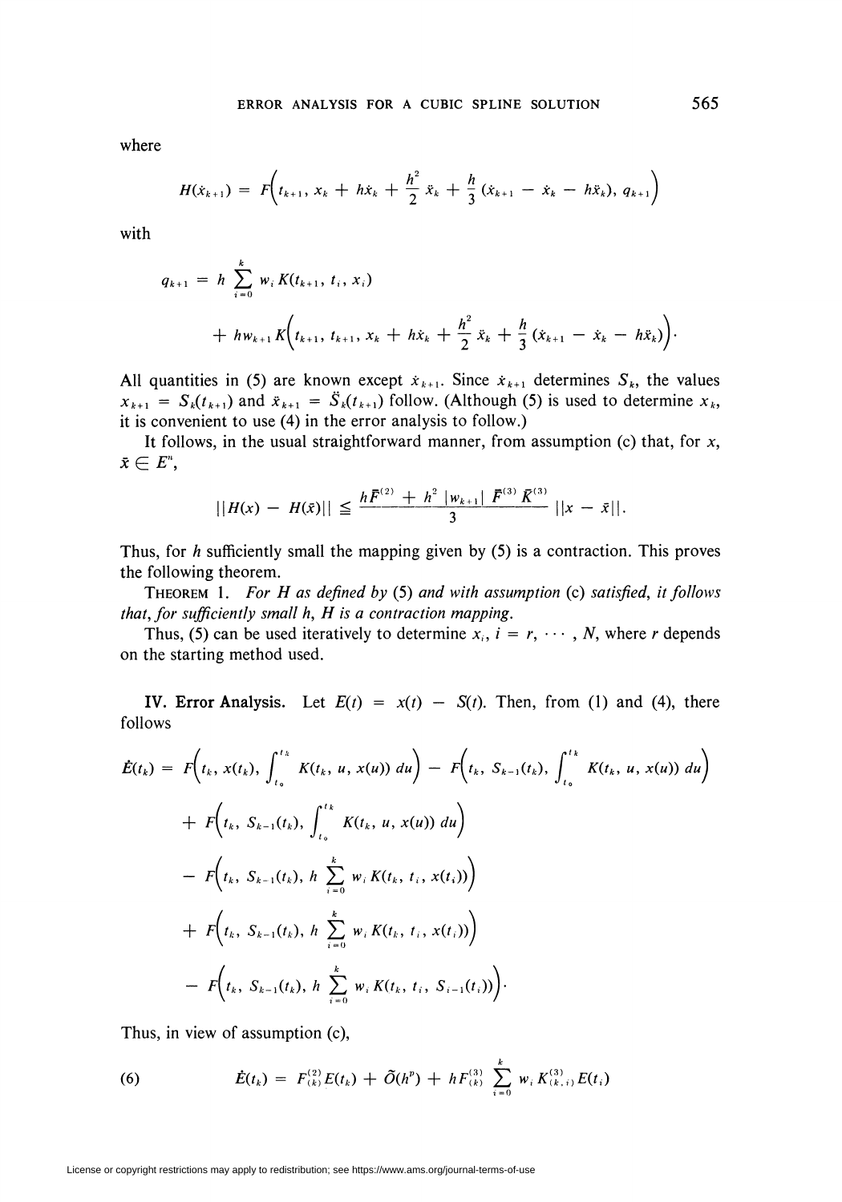where

$$H(\dot{x}_{k+1}) = F\left(t_{k+1},\, x_k + h\dot{x}_k + \frac{h^2}{2}\ddot{x}_k + \frac{h}{3}(\dot{x}_{k+1} - \dot{x}_k - h\ddot{x}_k),\, q_{k+1}\right)$$

with

$$q_{k+1} = h\sum_{i=0}^{k} w_i K(t_{k+1}, t_i, x_i) + hw_{k+1}K\left(t_{k+1}, t_{k+1}, x_k + h\dot{x}_k + \frac{h^2}{2}\ddot{x}_k + \frac{h}{3}(\dot{x}_{k+1} - \dot{x}_k - h\ddot{x}_k)\right).$$

All quantities in (5) are known except $\dot{x}_{k+1}$. Since $\dot{x}_{k+1}$ determines $S_k$, the values $x_{k+1} = S_k(t_{k+1})$ and $\ddot{x}_{k+1} = \ddot{S}_k(t_{k+1})$ follow. (Although (5) is used to determine $x_k$, it is convenient to use (4) in the error analysis to follow.)

It follows, in the usual straightforward manner, from assumption (c) that, for $x$, $\bar{x} \in E^n$,

$$\|H(x) - H(\bar{x})\| \leqq \frac{h\bar{F}^{(2)} + h^2|w_{k+1}|\,\bar{F}^{(3)}\bar{K}^{(3)}}{3}\|x - \bar{x}\|.$$

Thus, for $h$ sufficiently small the mapping given by (5) is a contraction. This proves the following theorem.

Theorem 1. *For $H$ as defined by* (5) *and with assumption* (c) *satisfied, it follows that, for sufficiently small $h$, $H$ is a contraction mapping.*

Thus, (5) can be used iteratively to determine $x_i$, $i = r, \cdots, N$, where $r$ depends on the starting method used.

**IV. Error Analysis.** Let $E(t) = x(t) - S(t)$. Then, from (1) and (4), there follows

$$\begin{aligned}
\dot{E}(t_k) = {} & F\left(t_k, x(t_k), \int_{t_0}^{t_k} K(t_k, u, x(u))\,du\right) - F\left(t_k, S_{k-1}(t_k), \int_{t_0}^{t_k} K(t_k, u, x(u))\,du\right) \\
& + F\left(t_k, S_{k-1}(t_k), \int_{t_0}^{t_k} K(t_k, u, x(u))\,du\right) \\
& - F\left(t_k, S_{k-1}(t_k), h\sum_{i=0}^{k} w_i K(t_k, t_i, x(t_i))\right) \\
& + F\left(t_k, S_{k-1}(t_k), h\sum_{i=0}^{k} w_i K(t_k, t_i, x(t_i))\right) \\
& - F\left(t_k, S_{k-1}(t_k), h\sum_{i=0}^{k} w_i K(t_k, t_i, S_{i-1}(t_i))\right).
\end{aligned}$$

Thus, in view of assumption (c),

$$\dot{E}(t_k) = F_{(k)}^{(2)}E(t_k) + \tilde{O}(h^p) + hF_{(k)}^{(3)}\sum_{i=0}^{k} w_i K_{(k,i)}^{(3)}E(t_i) \tag{6}$$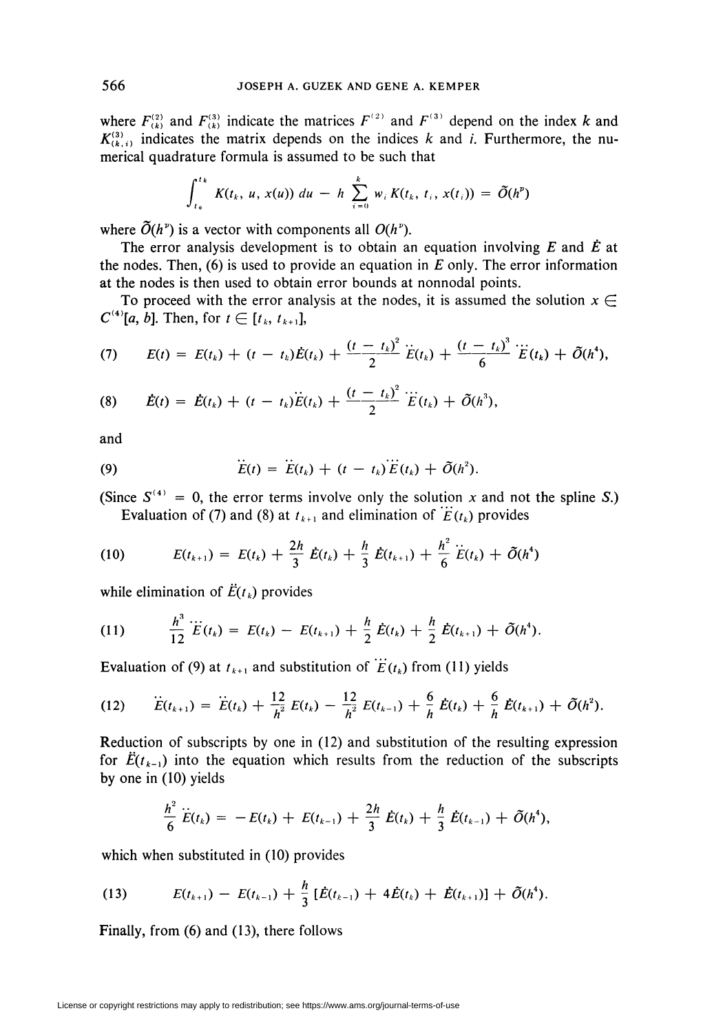where $F^{(2)}_{(k)}$ and $F^{(3)}_{(k)}$ indicate the matrices $F^{(2)}$ and $F^{(3)}$ depend on the index $k$ and $K^{(3)}_{(k,i)}$ indicates the matrix depends on the indices $k$ and $i$. Furthermore, the numerical quadrature formula is assumed to be such that

$$\int_{t_0}^{t_k} K(t_k, u, x(u))\, du - h \sum_{i=0}^{k} w_i K(t_k, t_i, x(t_i)) = \tilde{O}(h^p)$$

where $\tilde{O}(h^p)$ is a vector with components all $O(h^p)$.

The error analysis development is to obtain an equation involving $E$ and $\dot{E}$ at the nodes. Then, (6) is used to provide an equation in $E$ only. The error information at the nodes is then used to obtain error bounds at nonnodal points.

To proceed with the error analysis at the nodes, it is assumed the solution $x \in C^{(4)}[a, b]$. Then, for $t \in [t_k, t_{k+1}]$,

$$E(t) = E(t_k) + (t - t_k)\dot{E}(t_k) + \frac{(t - t_k)^2}{2}\ddot{E}(t_k) + \frac{(t - t_k)^3}{6}\dddot{E}(t_k) + \tilde{O}(h^4), \tag{7}$$

$$\dot{E}(t) = \dot{E}(t_k) + (t - t_k)\ddot{E}(t_k) + \frac{(t - t_k)^2}{2}\dddot{E}(t_k) + \tilde{O}(h^3), \tag{8}$$

and

$$\ddot{E}(t) = \ddot{E}(t_k) + (t - t_k)\dddot{E}(t_k) + \tilde{O}(h^2). \tag{9}$$

(Since $S^{(4)} = 0$, the error terms involve only the solution $x$ and not the spline $S$.)

Evaluation of (7) and (8) at $t_{k+1}$ and elimination of $\dddot{E}(t_k)$ provides

$$E(t_{k+1}) = E(t_k) + \frac{2h}{3}\dot{E}(t_k) + \frac{h}{3}\dot{E}(t_{k+1}) + \frac{h^2}{6}\ddot{E}(t_k) + \tilde{O}(h^4) \tag{10}$$

while elimination of $\ddot{E}(t_k)$ provides

$$\frac{h^3}{12}\dddot{E}(t_k) = E(t_k) - E(t_{k+1}) + \frac{h}{2}\dot{E}(t_k) + \frac{h}{2}\dot{E}(t_{k+1}) + \tilde{O}(h^4). \tag{11}$$

Evaluation of (9) at $t_{k+1}$ and substitution of $\dddot{E}(t_k)$ from (11) yields

$$\ddot{E}(t_{k+1}) = \ddot{E}(t_k) + \frac{12}{h^2}E(t_k) - \frac{12}{h^2}E(t_{k-1}) + \frac{6}{h}\dot{E}(t_k) + \frac{6}{h}\dot{E}(t_{k+1}) + \tilde{O}(h^2). \tag{12}$$

Reduction of subscripts by one in (12) and substitution of the resulting expression for $\ddot{E}(t_{k-1})$ into the equation which results from the reduction of the subscripts by one in (10) yields

$$\frac{h^2}{6}\ddot{E}(t_k) = -E(t_k) + E(t_{k-1}) + \frac{2h}{3}\dot{E}(t_k) + \frac{h}{3}\dot{E}(t_{k-1}) + \tilde{O}(h^4),$$

which when substituted in (10) provides

$$E(t_{k+1}) - E(t_{k-1}) + \frac{h}{3}[\dot{E}(t_{k-1}) + 4\dot{E}(t_k) + \dot{E}(t_{k+1})] + \tilde{O}(h^4). \tag{13}$$

Finally, from (6) and (13), there follows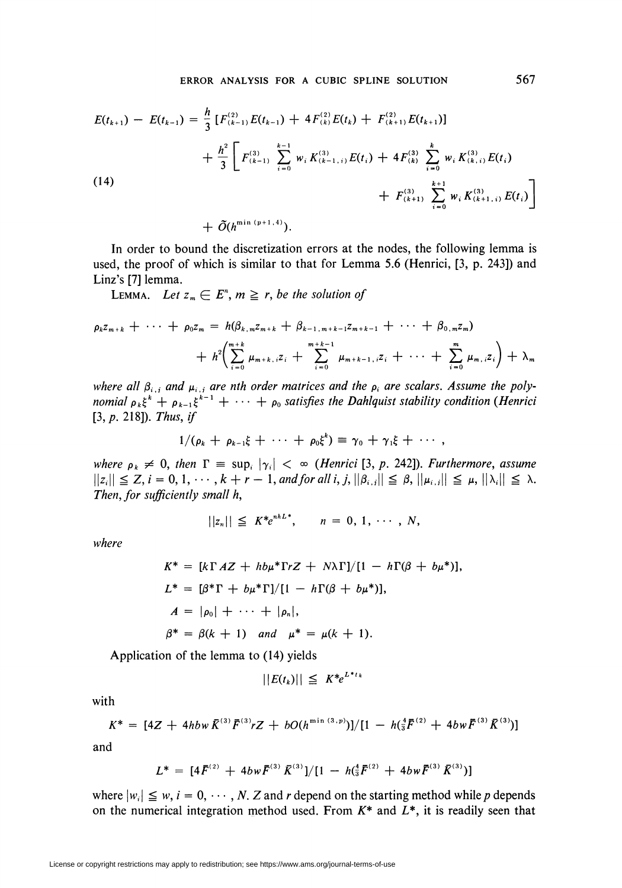$$
\begin{aligned}
E(t_{k+1}) - E(t_{k-1}) = \frac{h}{3}\,[F^{(2)}_{(k-1)}E(t_{k-1}) + 4F^{(2)}_{(k)}E(t_k) + F^{(2)}_{(k+1)}E(t_{k+1})] \\
+ \frac{h^2}{3}\left[ F^{(3)}_{(k-1)} \sum_{i=0}^{k-1} w_i K^{(3)}_{(k-1,i)} E(t_i) + 4F^{(3)}_{(k)} \sum_{i=0}^{k} w_i K^{(3)}_{(k,i)} E(t_i) \right. \\
\left. + F^{(3)}_{(k+1)} \sum_{i=0}^{k+1} w_i K^{(3)}_{(k+1,i)} E(t_i) \right] \\
+ \tilde{O}(h^{\min(p+1,4)}).
\end{aligned} \tag{14}
$$

In order to bound the discretization errors at the nodes, the following lemma is used, the proof of which is similar to that for Lemma 5.6 (Henrici, [3, p. 243]) and Linz's [7] lemma.

LEMMA. *Let $z_m \in E^n$, $m \geqq r$, be the solution of*

$$
\rho_k z_{m+k} + \cdots + \rho_0 z_m = h(\beta_{k,m} z_{m+k} + \beta_{k-1,m+k-1} z_{m+k-1} + \cdots + \beta_{0,m} z_m)
$$
$$
+ h^2\left( \sum_{i=0}^{m+k} \mu_{m+k,i} z_i + \sum_{i=0}^{m+k-1} \mu_{m+k-1,i} z_i + \cdots + \sum_{i=0}^{m} \mu_{m,i} z_i \right) + \lambda_m
$$

*where all $\beta_{i,j}$ and $\mu_{i,j}$ are nth order matrices and the $\rho_i$ are scalars. Assume the polynomial $\rho_k \xi^k + \rho_{k-1}\xi^{k-1} + \cdots + \rho_0$ satisfies the Dahlquist stability condition (Henrici [3, p. 218]). Thus, if*

$$
1/(\rho_k + \rho_{k-1}\xi + \cdots + \rho_0 \xi^k) \equiv \gamma_0 + \gamma_1 \xi + \cdots,
$$

*where $\rho_k \neq 0$, then $\Gamma \equiv \sup_i |\gamma_i| < \infty$ (Henrici [3, p. 242]). Furthermore, assume $\|z_i\| \leqq Z$, $i = 0, 1, \cdots, k+r-1$, and for all $i, j$, $\|\beta_{i,j}\| \leqq \beta$, $\|\mu_{i,j}\| \leqq \mu$, $\|\lambda_i\| \leqq \lambda$. Then, for sufficiently small $h$,*

$$
\|z_n\| \leqq K^* e^{nhL^*}, \qquad n = 0, 1, \cdots, N,
$$

*where*

$$
\begin{aligned}
K^* &= [k\Gamma AZ + hb\mu^*\Gamma rZ + N\lambda\Gamma]/[1 - h\Gamma(\beta + b\mu^*)], \\
L^* &= [\beta^*\Gamma + b\mu^*\Gamma]/[1 - h\Gamma(\beta + b\mu^*)], \\
A &= |\rho_0| + \cdots + |\rho_n|, \\
\beta^* &= \beta(k+1) \quad \textit{and} \quad \mu^* = \mu(k+1).
\end{aligned}
$$

Application of the lemma to (14) yields

$$
\|E(t_k)\| \leqq K^* e^{L^* t_k}
$$

with

$$
K^* = [4Z + 4hbw\bar{K}^{(3)}\bar{F}^{(3)} rZ + bO(h^{\min(3,p)})]/[1 - h(\tfrac{4}{3}\bar{F}^{(2)} + 4bw\bar{F}^{(3)}\bar{K}^{(3)})]
$$

and

$$
L^* = [4\bar{F}^{(2)} + 4bw\bar{F}^{(3)}\bar{K}^{(3)}]/[1 - h(\tfrac{4}{3}\bar{F}^{(2)} + 4bw\bar{F}^{(3)}\bar{K}^{(3)})]
$$

where $|w_i| \leqq w$, $i = 0, \cdots, N$. $Z$ and $r$ depend on the starting method while $p$ depends on the numerical integration method used. From $K^*$ and $L^*$, it is readily seen that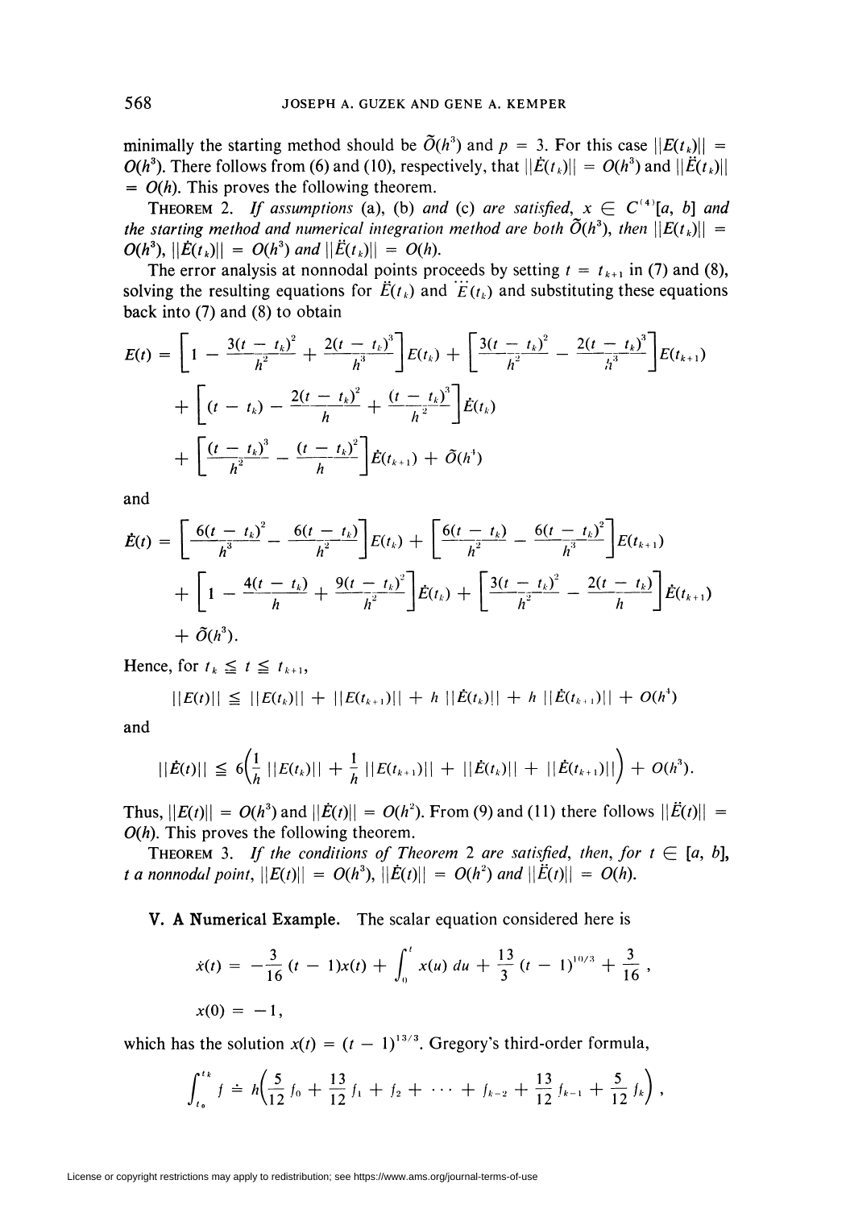minimally the starting method should be $\tilde{O}(h^3)$ and $p = 3$. For this case $||E(t_k)|| = O(h^3)$. There follows from (6) and (10), respectively, that $||\dot{E}(t_k)|| = O(h^3)$ and $||\ddot{E}(t_k)|| = O(h)$. This proves the following theorem.

THEOREM 2. *If assumptions* (a), (b) *and* (c) *are satisfied*, $x \in C^{(4)}[a, b]$ *and the starting method and numerical integration method are both* $\tilde{O}(h^3)$, *then* $||E(t_k)|| = O(h^3)$, $||\dot{E}(t_k)|| = O(h^3)$ *and* $||\ddot{E}(t_k)|| = O(h)$.

The error analysis at nonnodal points proceeds by setting $t = t_{k+1}$ in (7) and (8), solving the resulting equations for $\ddot{E}(t_k)$ and $\dddot{E}(t_k)$ and substituting these equations back into (7) and (8) to obtain

$$
\begin{aligned}
E(t) = &\left[1 - \frac{3(t-t_k)^2}{h^2} + \frac{2(t-t_k)^3}{h^3}\right]E(t_k) + \left[\frac{3(t-t_k)^2}{h^2} - \frac{2(t-t_k)^3}{h^3}\right]E(t_{k+1}) \\
&+ \left[(t-t_k) - \frac{2(t-t_k)^2}{h} + \frac{(t-t_k)^3}{h^2}\right]\dot{E}(t_k) \\
&+ \left[\frac{(t-t_k)^3}{h^2} - \frac{(t-t_k)^2}{h}\right]\dot{E}(t_{k+1}) + \tilde{O}(h^4)
\end{aligned}
$$

and

$$
\begin{aligned}
\dot{E}(t) = &\left[\frac{6(t-t_k)^2}{h^3} - \frac{6(t-t_k)}{h^2}\right]E(t_k) + \left[\frac{6(t-t_k)}{h^2} - \frac{6(t-t_k)^2}{h^3}\right]E(t_{k+1}) \\
&+ \left[1 - \frac{4(t-t_k)}{h} + \frac{9(t-t_k)^2}{h^2}\right]\dot{E}(t_k) + \left[\frac{3(t-t_k)^2}{h^2} - \frac{2(t-t_k)}{h}\right]\dot{E}(t_{k+1}) \\
&+ \tilde{O}(h^3).
\end{aligned}
$$

Hence, for $t_k \leqq t \leqq t_{k+1}$,

$$
||E(t)|| \leqq ||E(t_k)|| + ||E(t_{k+1})|| + h\,||\dot{E}(t_k)|| + h\,||\dot{E}(t_{k+1})|| + O(h^4)
$$

and

$$
||\dot{E}(t)|| \leqq 6\left(\frac{1}{h}\,||E(t_k)|| + \frac{1}{h}\,||E(t_{k+1})|| + ||\dot{E}(t_k)|| + ||\dot{E}(t_{k+1})||\right) + O(h^3).
$$

Thus, $||E(t)|| = O(h^3)$ and $||\dot{E}(t)|| = O(h^2)$. From (9) and (11) there follows $||\ddot{E}(t)|| = O(h)$. This proves the following theorem.

THEOREM 3. *If the conditions of Theorem* 2 *are satisfied, then, for* $t \in [a, b]$, *t a nonnodal point*, $||E(t)|| = O(h^3)$, $||\dot{E}(t)|| = O(h^2)$ *and* $||\ddot{E}(t)|| = O(h)$.

**V. A Numerical Example.** The scalar equation considered here is

$$
\dot{x}(t) = -\frac{3}{16}(t-1)x(t) + \int_0^t x(u)\,du + \frac{13}{3}(t-1)^{10/3} + \frac{3}{16},
$$

$$
x(0) = -1,
$$

which has the solution $x(t) = (t-1)^{13/3}$. Gregory's third-order formula,

$$
\int_{t_0}^{t_k} f \doteq h\left(\frac{5}{12}f_0 + \frac{13}{12}f_1 + f_2 + \cdots + f_{k-2} + \frac{13}{12}f_{k-1} + \frac{5}{12}f_k\right),
$$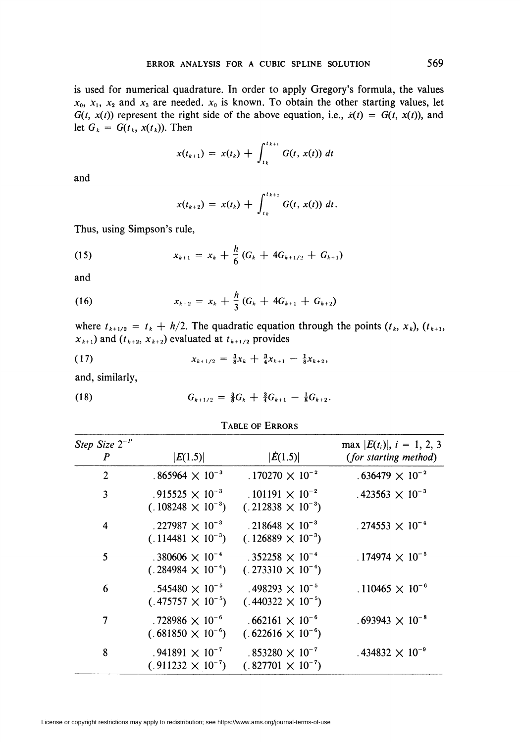is used for numerical quadrature. In order to apply Gregory's formula, the values $x_0$, $x_1$, $x_2$ and $x_3$ are needed. $x_0$ is known. To obtain the other starting values, let $G(t, x(t))$ represent the right side of the above equation, i.e., $\dot{x}(t) = G(t, x(t))$, and let $G_k = G(t_k, x(t_k))$. Then

$$x(t_{k+1}) = x(t_k) + \int_{t_k}^{t_{k+1}} G(t, x(t))\, dt$$

and

$$x(t_{k+2}) = x(t_k) + \int_{t_k}^{t_{k+2}} G(t, x(t))\, dt.$$

Thus, using Simpson's rule,

$$x_{k+1} = x_k + \frac{h}{6}(G_k + 4G_{k+1/2} + G_{k+1}) \tag{15}$$

and

$$x_{k+2} = x_k + \frac{h}{3}(G_k + 4G_{k+1} + G_{k+2}) \tag{16}$$

where $t_{k+1/2} = t_k + h/2$. The quadratic equation through the points $(t_k, x_k)$, $(t_{k+1}, x_{k+1})$ and $(t_{k+2}, x_{k+2})$ evaluated at $t_{k+1/2}$ provides

$$x_{k+1/2} = \tfrac{3}{8}x_k + \tfrac{3}{4}x_{k+1} - \tfrac{1}{8}x_{k+2}, \tag{17}$$

and, similarly,

$$G_{k+1/2} = \tfrac{3}{8}G_k + \tfrac{3}{4}G_{k+1} - \tfrac{1}{8}G_{k+2}. \tag{18}$$

TABLE OF ERRORS

| Step Size $2^{-P}$ $P$ | $\lvert E(1.5)\rvert$ | $\lvert \dot{E}(1.5)\rvert$ | $\max \lvert E(t_i)\rvert$, $i = 1, 2, 3$ (*for starting method*) |
|---|---|---|---|
| 2 | $.865964 \times 10^{-3}$ | $.170270 \times 10^{-2}$ | $.636479 \times 10^{-2}$ |
| 3 | $.915525 \times 10^{-3}$ $(.108248 \times 10^{-3})$ | $.101191 \times 10^{-2}$ $(.212838 \times 10^{-3})$ | $.423563 \times 10^{-3}$ |
| 4 | $.227987 \times 10^{-3}$ $(.114481 \times 10^{-3})$ | $.218648 \times 10^{-3}$ $(.126889 \times 10^{-3})$ | $.274553 \times 10^{-4}$ |
| 5 | $.380606 \times 10^{-4}$ $(.284984 \times 10^{-4})$ | $.352258 \times 10^{-4}$ $(.273310 \times 10^{-4})$ | $.174974 \times 10^{-5}$ |
| 6 | $.545480 \times 10^{-5}$ $(.475757 \times 10^{-5})$ | $.498293 \times 10^{-5}$ $(.440322 \times 10^{-5})$ | $.110465 \times 10^{-6}$ |
| 7 | $.728986 \times 10^{-6}$ $(.681850 \times 10^{-6})$ | $.662161 \times 10^{-6}$ $(.622616 \times 10^{-6})$ | $.693943 \times 10^{-8}$ |
| 8 | $.941891 \times 10^{-7}$ $(.911232 \times 10^{-7})$ | $.853280 \times 10^{-7}$ $(.827701 \times 10^{-7})$ | $.434832 \times 10^{-9}$ |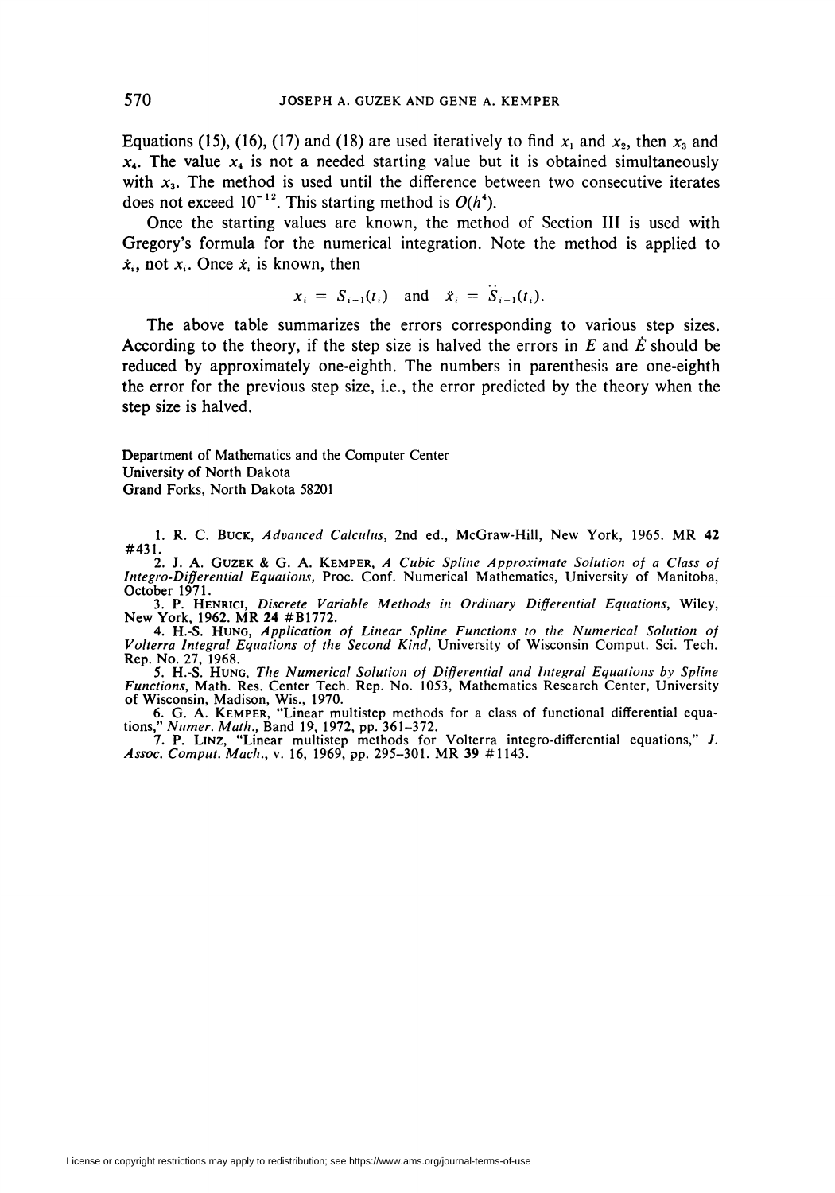Equations (15), (16), (17) and (18) are used iteratively to find $x_1$ and $x_2$, then $x_3$ and $x_4$. The value $x_4$ is not a needed starting value but it is obtained simultaneously with $x_3$. The method is used until the difference between two consecutive iterates does not exceed $10^{-12}$. This starting method is $O(h^4)$.

Once the starting values are known, the method of Section III is used with Gregory's formula for the numerical integration. Note the method is applied to $\dot{x}_i$, not $x_i$. Once $\dot{x}_i$ is known, then

$$x_i = S_{i-1}(t_i) \quad \text{and} \quad \ddot{x}_i = \ddot{S}_{i-1}(t_i).$$

The above table summarizes the errors corresponding to various step sizes. According to the theory, if the step size is halved the errors in $E$ and $\dot{E}$ should be reduced by approximately one-eighth. The numbers in parenthesis are one-eighth the error for the previous step size, i.e., the error predicted by the theory when the step size is halved.

Department of Mathematics and the Computer Center
University of North Dakota
Grand Forks, North Dakota 58201

1. R. C. Buck, *Advanced Calculus*, 2nd ed., McGraw-Hill, New York, 1965. MR **42** #431.
2. J. A. Guzek & G. A. Kemper, *A Cubic Spline Approximate Solution of a Class of Integro-Differential Equations,* Proc. Conf. Numerical Mathematics, University of Manitoba, October 1971.
3. P. Henrici, *Discrete Variable Methods in Ordinary Differential Equations,* Wiley, New York, 1962. MR **24** #B1772.
4. H.-S. Hung, *Application of Linear Spline Functions to the Numerical Solution of Volterra Integral Equations of the Second Kind,* University of Wisconsin Comput. Sci. Tech. Rep. No. 27, 1968.
5. H.-S. Hung, *The Numerical Solution of Differential and Integral Equations by Spline Functions,* Math. Res. Center Tech. Rep. No. 1053, Mathematics Research Center, University of Wisconsin, Madison, Wis., 1970.
6. G. A. Kemper, "Linear multistep methods for a class of functional differential equations," *Numer. Math.,* Band 19, 1972, pp. 361–372.
7. P. Linz, "Linear multistep methods for Volterra integro-differential equations," *J. Assoc. Comput. Mach.,* v. 16, 1969, pp. 295–301. MR **39** #1143.